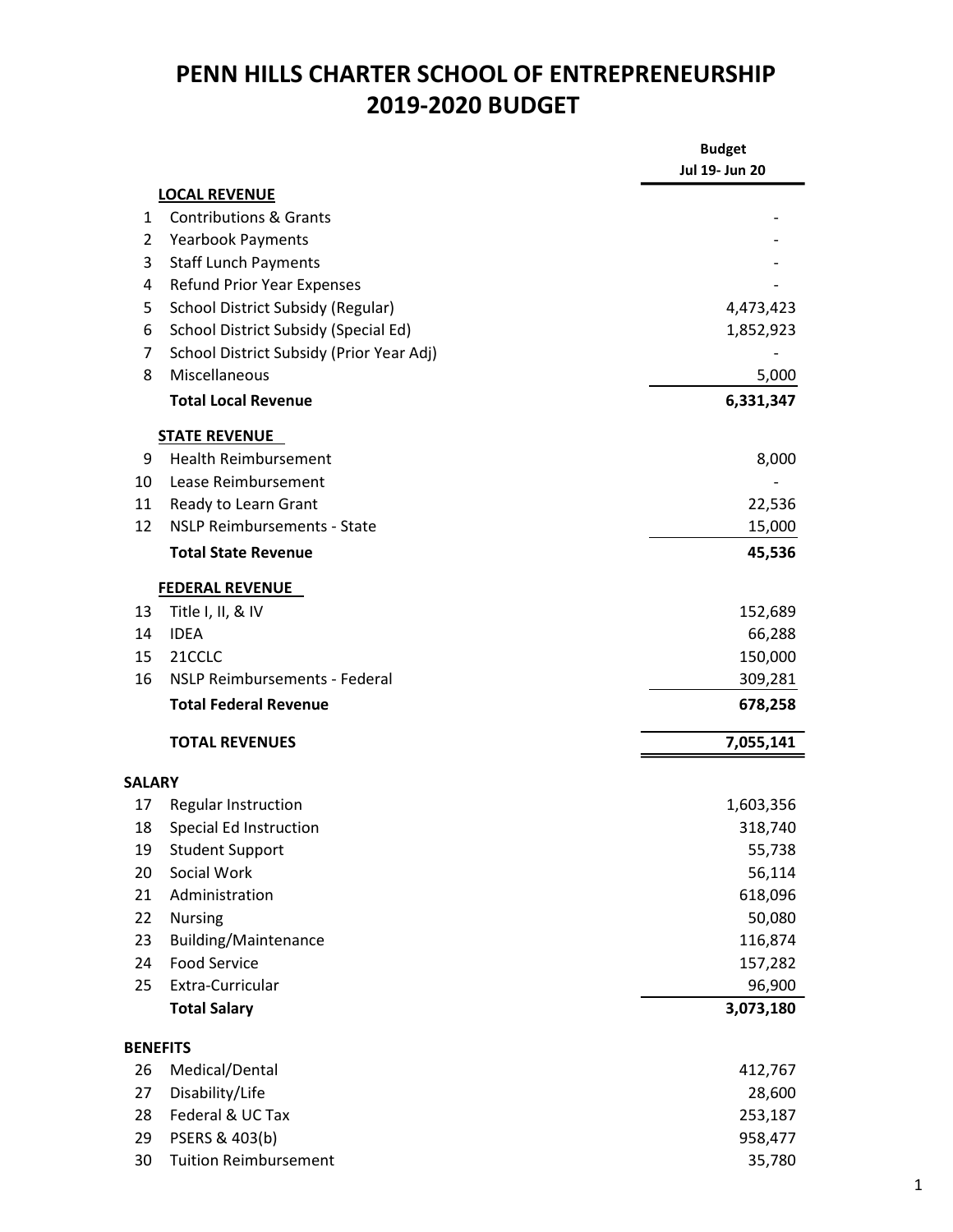# PENN HILLS CHARTER SCHOOL OF ENTREPRENEURSHIP
# 2019-2020 BUDGET

| | | Budget Jul 19- Jun 20 |
|---|---|---|
| | **LOCAL REVENUE** | |
| 1 | Contributions & Grants | - |
| 2 | Yearbook Payments | - |
| 3 | Staff Lunch Payments | - |
| 4 | Refund Prior Year Expenses | - |
| 5 | School District Subsidy (Regular) | 4,473,423 |
| 6 | School District Subsidy (Special Ed) | 1,852,923 |
| 7 | School District Subsidy (Prior Year Adj) | - |
| 8 | Miscellaneous | 5,000 |
| | **Total Local Revenue** | **6,331,347** |
| | **STATE REVENUE** | |
| 9 | Health Reimbursement | 8,000 |
| 10 | Lease Reimbursement | - |
| 11 | Ready to Learn Grant | 22,536 |
| 12 | NSLP Reimbursements - State | 15,000 |
| | **Total State Revenue** | **45,536** |
| | **FEDERAL REVENUE** | |
| 13 | Title I, II, & IV | 152,689 |
| 14 | IDEA | 66,288 |
| 15 | 21CCLC | 150,000 |
| 16 | NSLP Reimbursements - Federal | 309,281 |
| | **Total Federal Revenue** | **678,258** |
| | **TOTAL REVENUES** | **7,055,141** |
| **SALARY** | | |
| 17 | Regular Instruction | 1,603,356 |
| 18 | Special Ed Instruction | 318,740 |
| 19 | Student Support | 55,738 |
| 20 | Social Work | 56,114 |
| 21 | Administration | 618,096 |
| 22 | Nursing | 50,080 |
| 23 | Building/Maintenance | 116,874 |
| 24 | Food Service | 157,282 |
| 25 | Extra-Curricular | 96,900 |
| | **Total Salary** | **3,073,180** |
| **BENEFITS** | | |
| 26 | Medical/Dental | 412,767 |
| 27 | Disability/Life | 28,600 |
| 28 | Federal & UC Tax | 253,187 |
| 29 | PSERS & 403(b) | 958,477 |
| 30 | Tuition Reimbursement | 35,780 |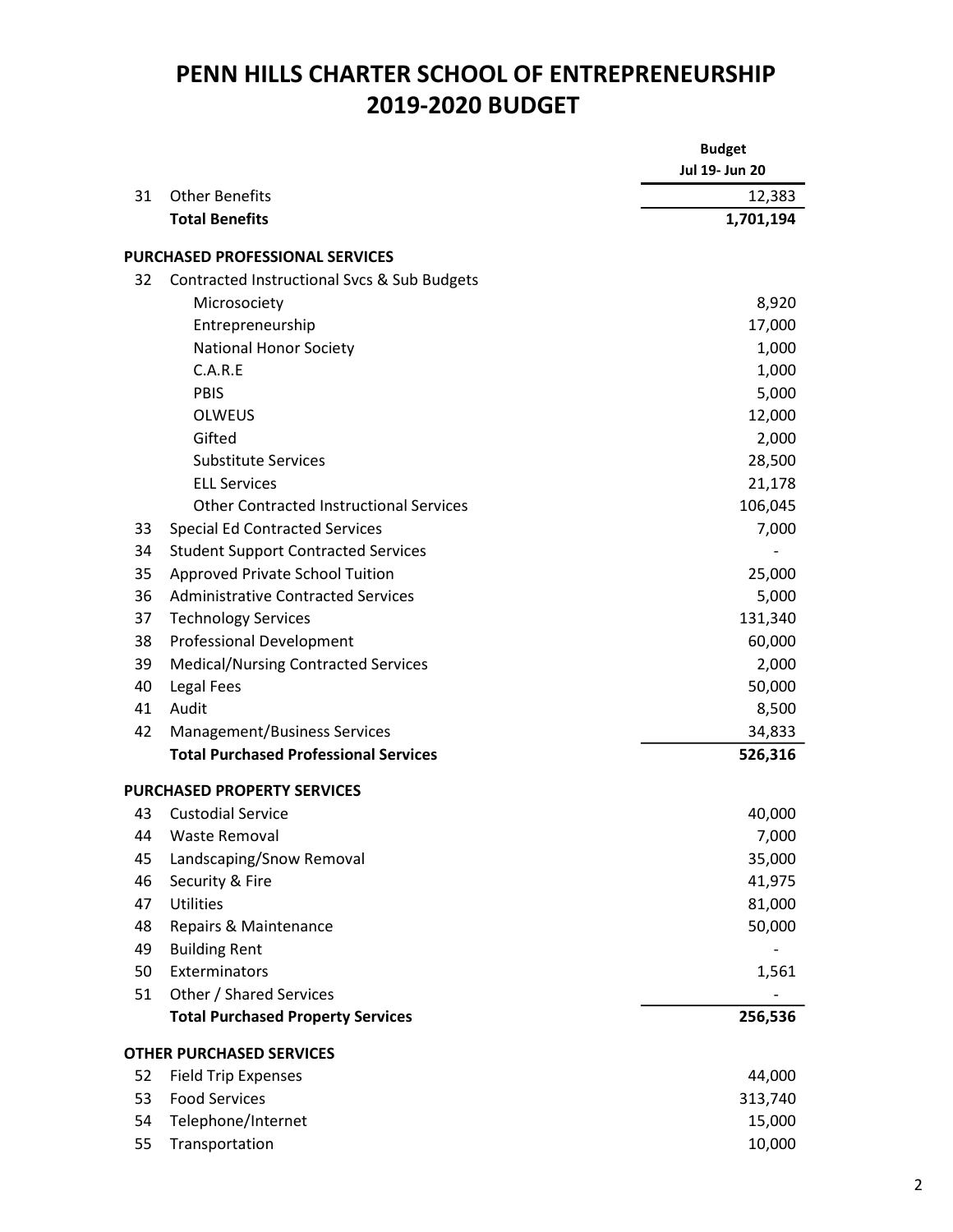# PENN HILLS CHARTER SCHOOL OF ENTREPRENEURSHIP
# 2019-2020 BUDGET

| | | Budget Jul 19- Jun 20 |
|---|---|---|
| 31 | Other Benefits | 12,383 |
| | **Total Benefits** | **1,701,194** |
| | **PURCHASED PROFESSIONAL SERVICES** | |
| 32 | Contracted Instructional Svcs & Sub Budgets | |
| | Microsociety | 8,920 |
| | Entrepreneurship | 17,000 |
| | National Honor Society | 1,000 |
| | C.A.R.E | 1,000 |
| | PBIS | 5,000 |
| | OLWEUS | 12,000 |
| | Gifted | 2,000 |
| | Substitute Services | 28,500 |
| | ELL Services | 21,178 |
| | Other Contracted Instructional Services | 106,045 |
| 33 | Special Ed Contracted Services | 7,000 |
| 34 | Student Support Contracted Services | - |
| 35 | Approved Private School Tuition | 25,000 |
| 36 | Administrative Contracted Services | 5,000 |
| 37 | Technology Services | 131,340 |
| 38 | Professional Development | 60,000 |
| 39 | Medical/Nursing Contracted Services | 2,000 |
| 40 | Legal Fees | 50,000 |
| 41 | Audit | 8,500 |
| 42 | Management/Business Services | 34,833 |
| | **Total Purchased Professional Services** | **526,316** |
| | **PURCHASED PROPERTY SERVICES** | |
| 43 | Custodial Service | 40,000 |
| 44 | Waste Removal | 7,000 |
| 45 | Landscaping/Snow Removal | 35,000 |
| 46 | Security & Fire | 41,975 |
| 47 | Utilities | 81,000 |
| 48 | Repairs & Maintenance | 50,000 |
| 49 | Building Rent | - |
| 50 | Exterminators | 1,561 |
| 51 | Other / Shared Services | - |
| | **Total Purchased Property Services** | **256,536** |
| | **OTHER PURCHASED SERVICES** | |
| 52 | Field Trip Expenses | 44,000 |
| 53 | Food Services | 313,740 |
| 54 | Telephone/Internet | 15,000 |
| 55 | Transportation | 10,000 |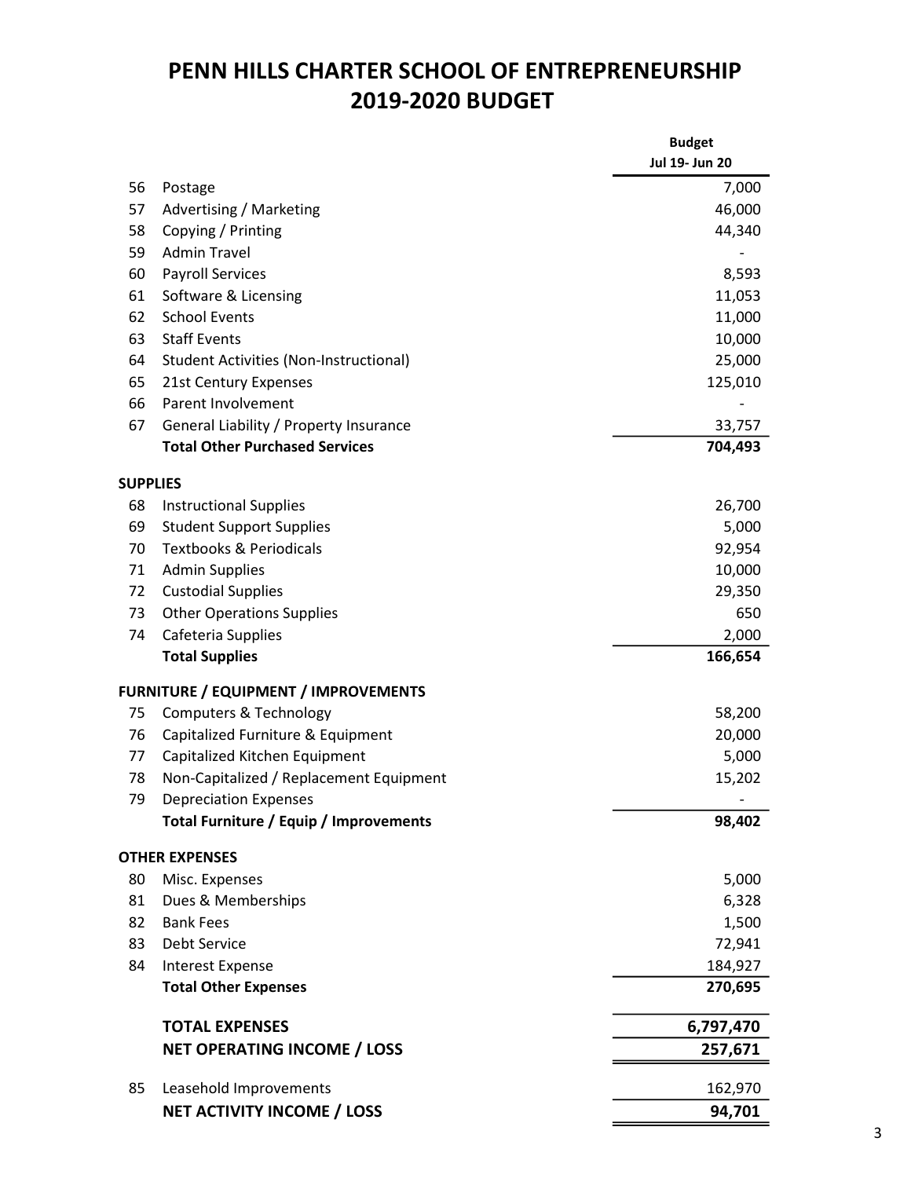# PENN HILLS CHARTER SCHOOL OF ENTREPRENEURSHIP
# 2019-2020 BUDGET

| | | Budget Jul 19- Jun 20 |
|---|---|---|
| 56 | Postage | 7,000 |
| 57 | Advertising / Marketing | 46,000 |
| 58 | Copying / Printing | 44,340 |
| 59 | Admin Travel | - |
| 60 | Payroll Services | 8,593 |
| 61 | Software & Licensing | 11,053 |
| 62 | School Events | 11,000 |
| 63 | Staff Events | 10,000 |
| 64 | Student Activities (Non-Instructional) | 25,000 |
| 65 | 21st Century Expenses | 125,010 |
| 66 | Parent Involvement | - |
| 67 | General Liability / Property Insurance | 33,757 |
| | **Total Other Purchased Services** | **704,493** |
| **SUPPLIES** | | |
| 68 | Instructional Supplies | 26,700 |
| 69 | Student Support Supplies | 5,000 |
| 70 | Textbooks & Periodicals | 92,954 |
| 71 | Admin Supplies | 10,000 |
| 72 | Custodial Supplies | 29,350 |
| 73 | Other Operations Supplies | 650 |
| 74 | Cafeteria Supplies | 2,000 |
| | **Total Supplies** | **166,654** |
| **FURNITURE / EQUIPMENT / IMPROVEMENTS** | | |
| 75 | Computers & Technology | 58,200 |
| 76 | Capitalized Furniture & Equipment | 20,000 |
| 77 | Capitalized Kitchen Equipment | 5,000 |
| 78 | Non-Capitalized / Replacement Equipment | 15,202 |
| 79 | Depreciation Expenses | - |
| | **Total Furniture / Equip / Improvements** | **98,402** |
| **OTHER EXPENSES** | | |
| 80 | Misc. Expenses | 5,000 |
| 81 | Dues & Memberships | 6,328 |
| 82 | Bank Fees | 1,500 |
| 83 | Debt Service | 72,941 |
| 84 | Interest Expense | 184,927 |
| | **Total Other Expenses** | **270,695** |
| | **TOTAL EXPENSES** | **6,797,470** |
| | **NET OPERATING INCOME / LOSS** | **257,671** |
| 85 | Leasehold Improvements | 162,970 |
| | **NET ACTIVITY INCOME / LOSS** | **94,701** |